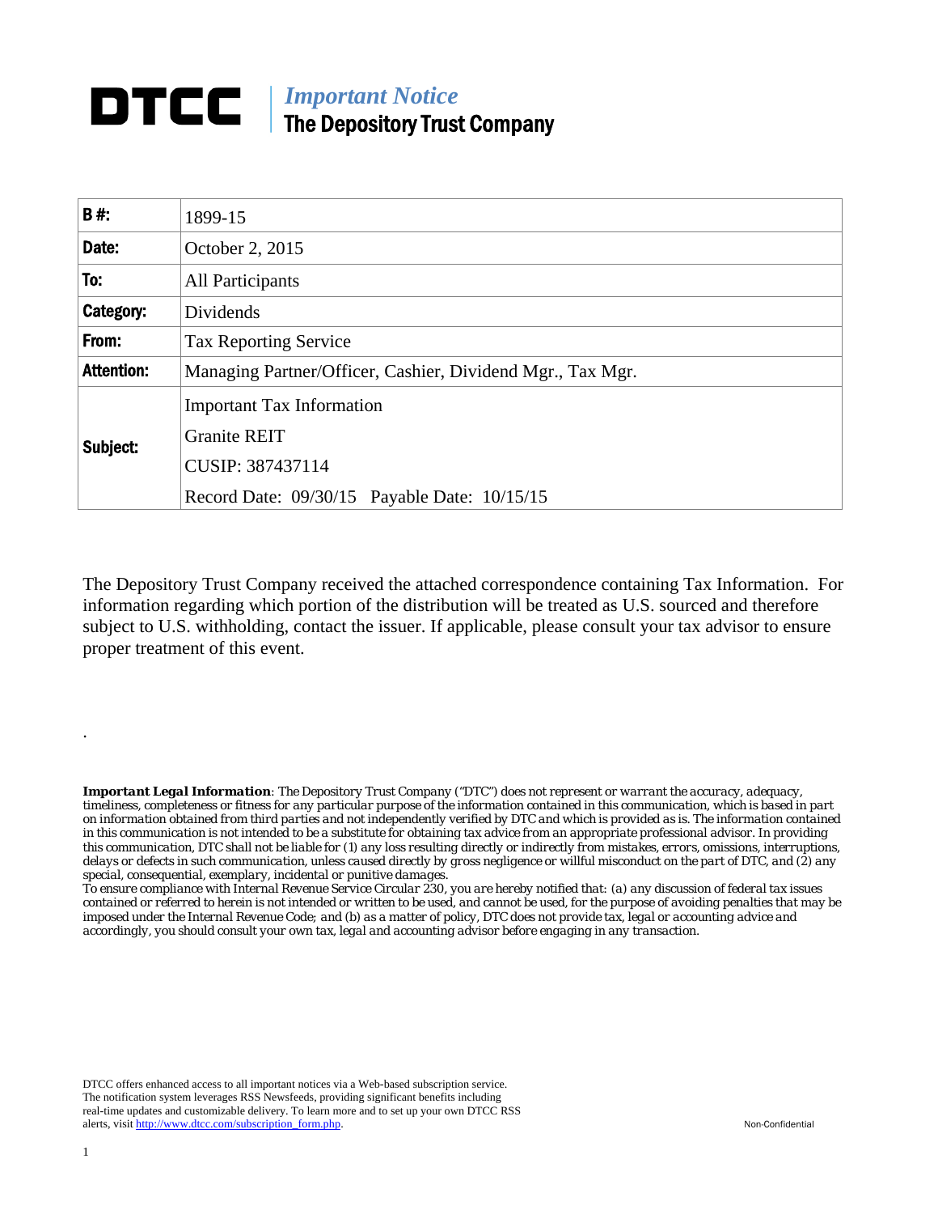# DTCC

*Important Notice*
**The Depository Trust Company**

| **B #:** | 1899-15 |
|---|---|
| **Date:** | October 2, 2015 |
| **To:** | All Participants |
| **Category:** | Dividends |
| **From:** | Tax Reporting Service |
| **Attention:** | Managing Partner/Officer, Cashier, Dividend Mgr., Tax Mgr. |
| **Subject:** | Important Tax Information<br>Granite REIT<br>CUSIP: 387437114<br>Record Date: 09/30/15 Payable Date: 10/15/15 |

The Depository Trust Company received the attached correspondence containing Tax Information. For information regarding which portion of the distribution will be treated as U.S. sourced and therefore subject to U.S. withholding, contact the issuer. If applicable, please consult your tax advisor to ensure proper treatment of this event.

.

***Important Legal Information**: The Depository Trust Company ("DTC") does not represent or warrant the accuracy, adequacy, timeliness, completeness or fitness for any particular purpose of the information contained in this communication, which is based in part on information obtained from third parties and not independently verified by DTC and which is provided as is. The information contained in this communication is not intended to be a substitute for obtaining tax advice from an appropriate professional advisor. In providing this communication, DTC shall not be liable for (1) any loss resulting directly or indirectly from mistakes, errors, omissions, interruptions, delays or defects in such communication, unless caused directly by gross negligence or willful misconduct on the part of DTC, and (2) any special, consequential, exemplary, incidental or punitive damages.*

*To ensure compliance with Internal Revenue Service Circular 230, you are hereby notified that: (a) any discussion of federal tax issues contained or referred to herein is not intended or written to be used, and cannot be used, for the purpose of avoiding penalties that may be imposed under the Internal Revenue Code; and (b) as a matter of policy, DTC does not provide tax, legal or accounting advice and accordingly, you should consult your own tax, legal and accounting advisor before engaging in any transaction.*

DTCC offers enhanced access to all important notices via a Web-based subscription service. The notification system leverages RSS Newsfeeds, providing significant benefits including real-time updates and customizable delivery. To learn more and to set up your own DTCC RSS alerts, visit http://www.dtcc.com/subscription_form.php.

Non-Confidential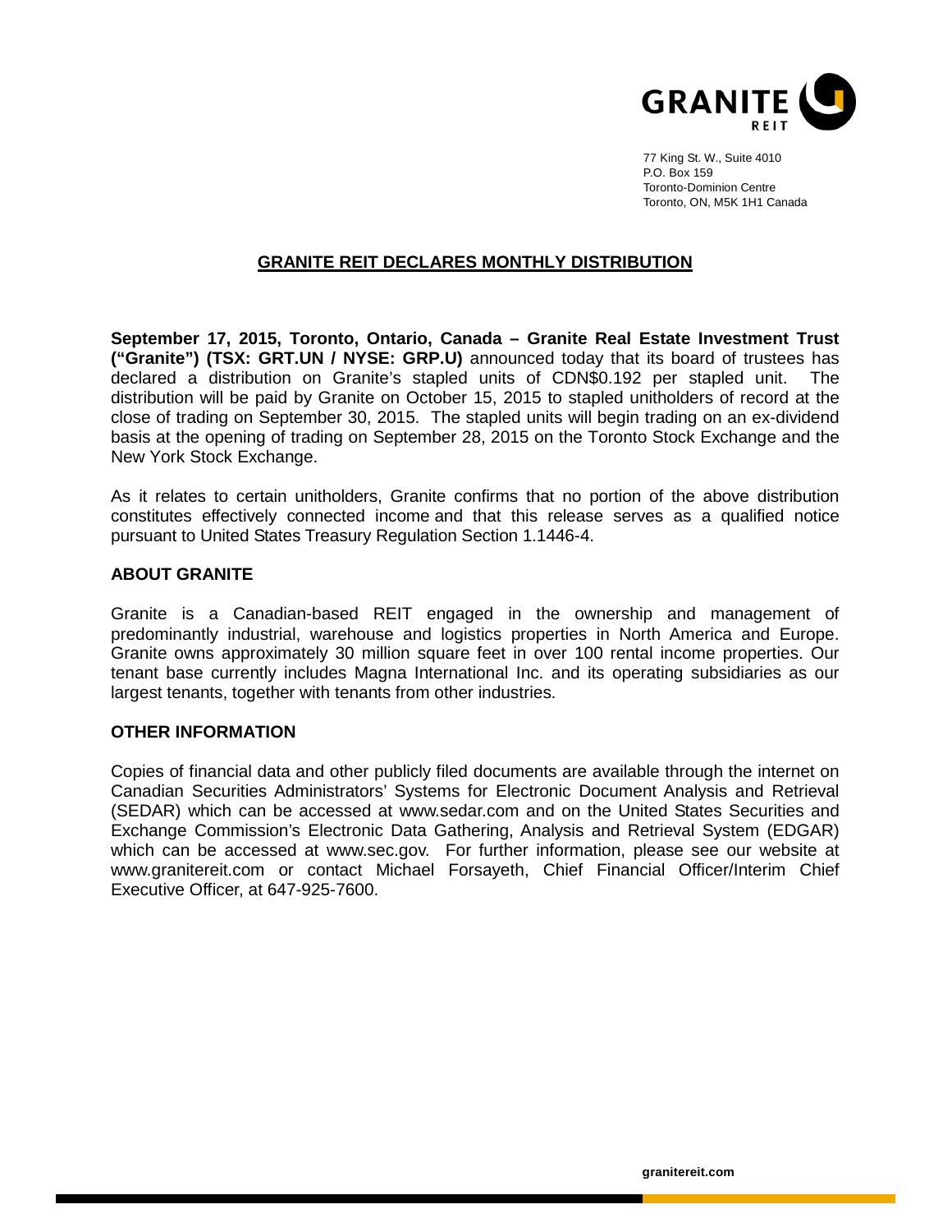GRANITE REIT

77 King St. W., Suite 4010
P.O. Box 159
Toronto-Dominion Centre
Toronto, ON, M5K 1H1 Canada

# GRANITE REIT DECLARES MONTHLY DISTRIBUTION

**September 17, 2015, Toronto, Ontario, Canada – Granite Real Estate Investment Trust ("Granite") (TSX: GRT.UN / NYSE: GRP.U)** announced today that its board of trustees has declared a distribution on Granite's stapled units of CDN$0.192 per stapled unit. The distribution will be paid by Granite on October 15, 2015 to stapled unitholders of record at the close of trading on September 30, 2015. The stapled units will begin trading on an ex-dividend basis at the opening of trading on September 28, 2015 on the Toronto Stock Exchange and the New York Stock Exchange.

As it relates to certain unitholders, Granite confirms that no portion of the above distribution constitutes effectively connected income and that this release serves as a qualified notice pursuant to United States Treasury Regulation Section 1.1446-4.

## ABOUT GRANITE

Granite is a Canadian-based REIT engaged in the ownership and management of predominantly industrial, warehouse and logistics properties in North America and Europe. Granite owns approximately 30 million square feet in over 100 rental income properties. Our tenant base currently includes Magna International Inc. and its operating subsidiaries as our largest tenants, together with tenants from other industries.

## OTHER INFORMATION

Copies of financial data and other publicly filed documents are available through the internet on Canadian Securities Administrators' Systems for Electronic Document Analysis and Retrieval (SEDAR) which can be accessed at www.sedar.com and on the United States Securities and Exchange Commission's Electronic Data Gathering, Analysis and Retrieval System (EDGAR) which can be accessed at www.sec.gov. For further information, please see our website at www.granitereit.com or contact Michael Forsayeth, Chief Financial Officer/Interim Chief Executive Officer, at 647-925-7600.

granitereit.com